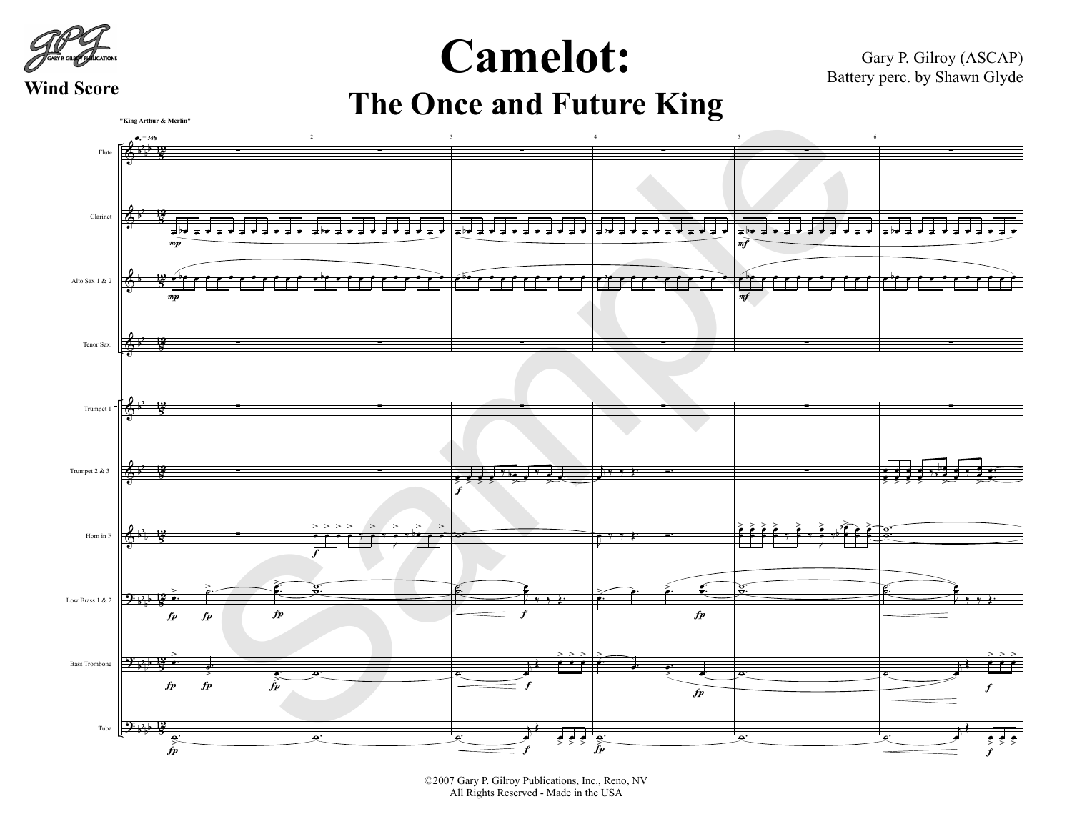Wind Score

# Camelot:

## The Once and Future King

Gary P. Gilroy (ASCAP)
Battery perc. by Shawn Glyde

"King Arthur & Merlin"

♩. = 148

Flute

Clarinet

Alto Sax 1 & 2

Tenor Sax.

Trumpet 1

Trumpet 2 & 3

Horn in F

Low Brass 1 & 2

Bass Trombone

Tuba

©2007 Gary P. Gilroy Publications, Inc., Reno, NV
All Rights Reserved - Made in the USA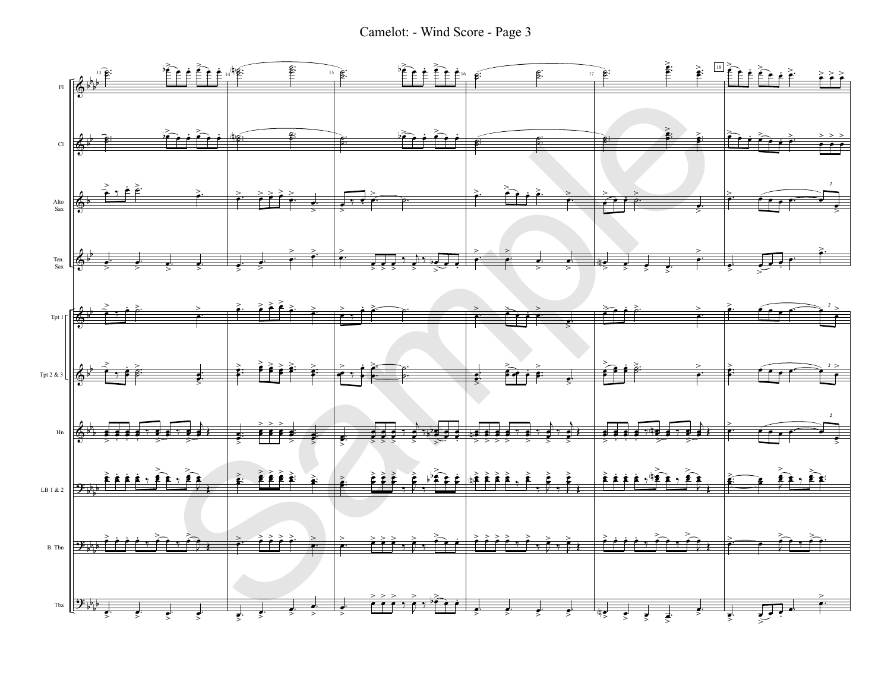# Camelot: - Wind Score - Page 3

Fl

Cl

Alto Sax

Ten. Sax

Tpt 1

Tpt 2 & 3

Hn

LB 1 & 2

B. Tbn

Tba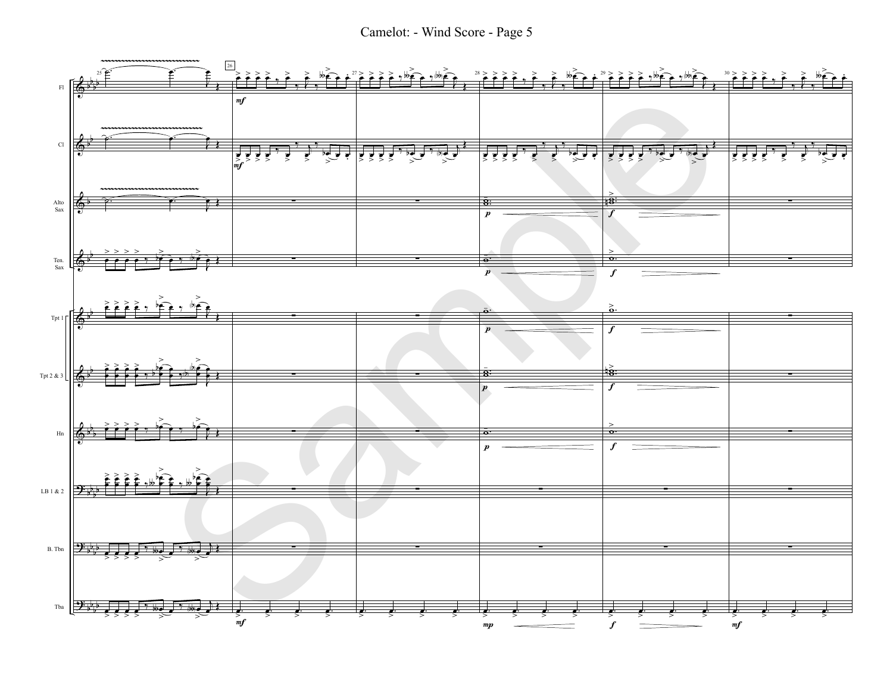# Camelot: - Wind Score - Page 5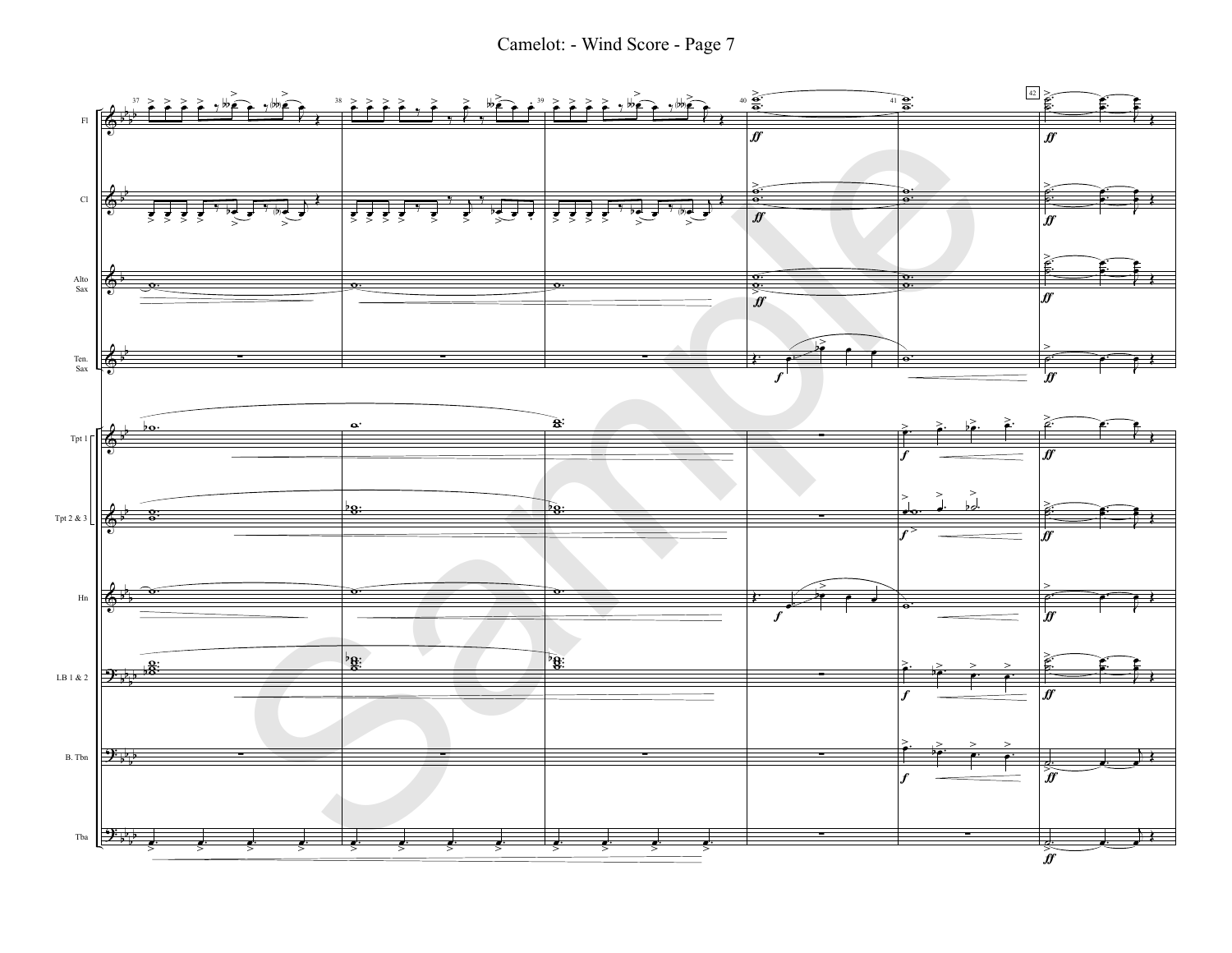Camelot: - Wind Score - Page 7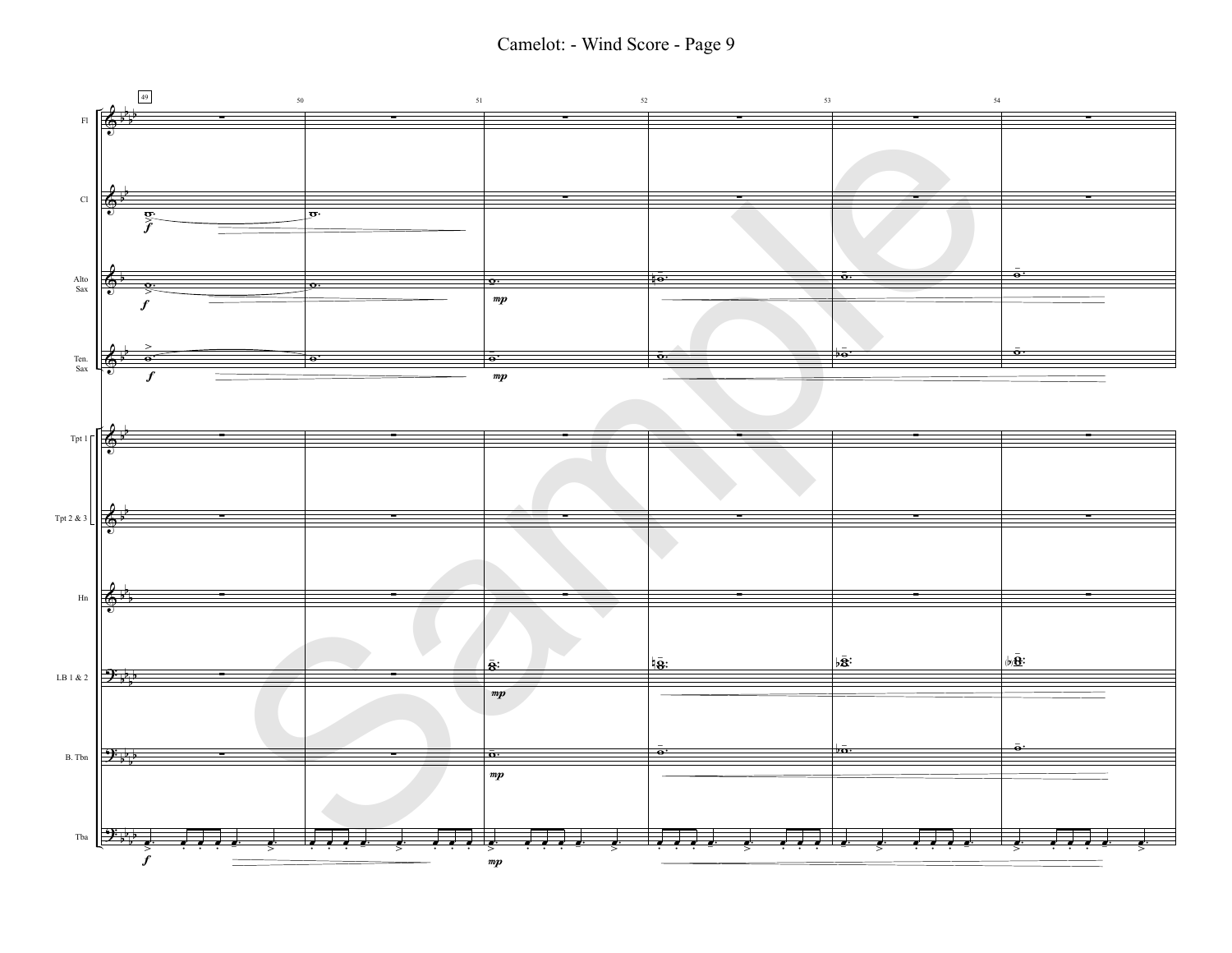# Camelot: - Wind Score - Page 9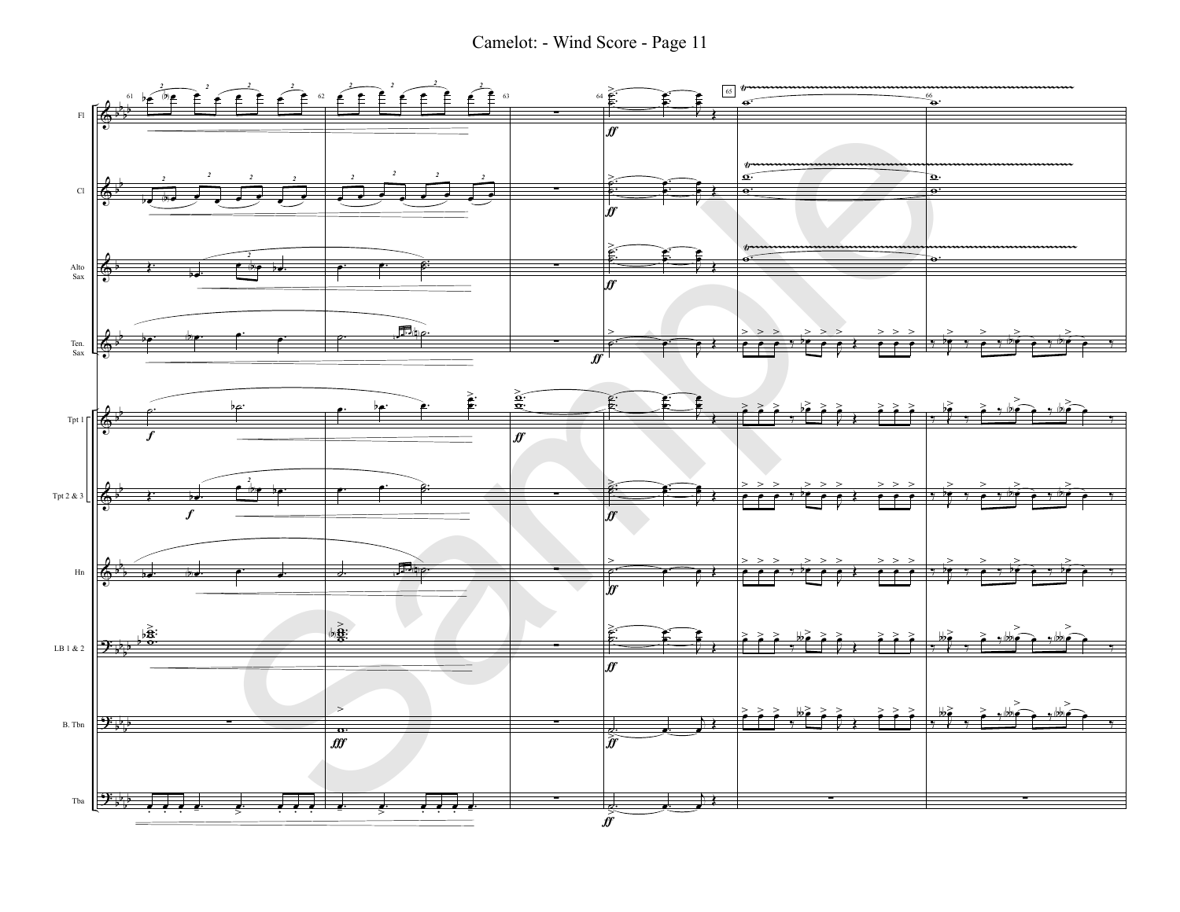Camelot: - Wind Score - Page 11

Fl

Cl

Alto Sax

Ten. Sax

Tpt 1

Tpt 2 & 3

Hn

LB 1 & 2

B. Tbn

Tba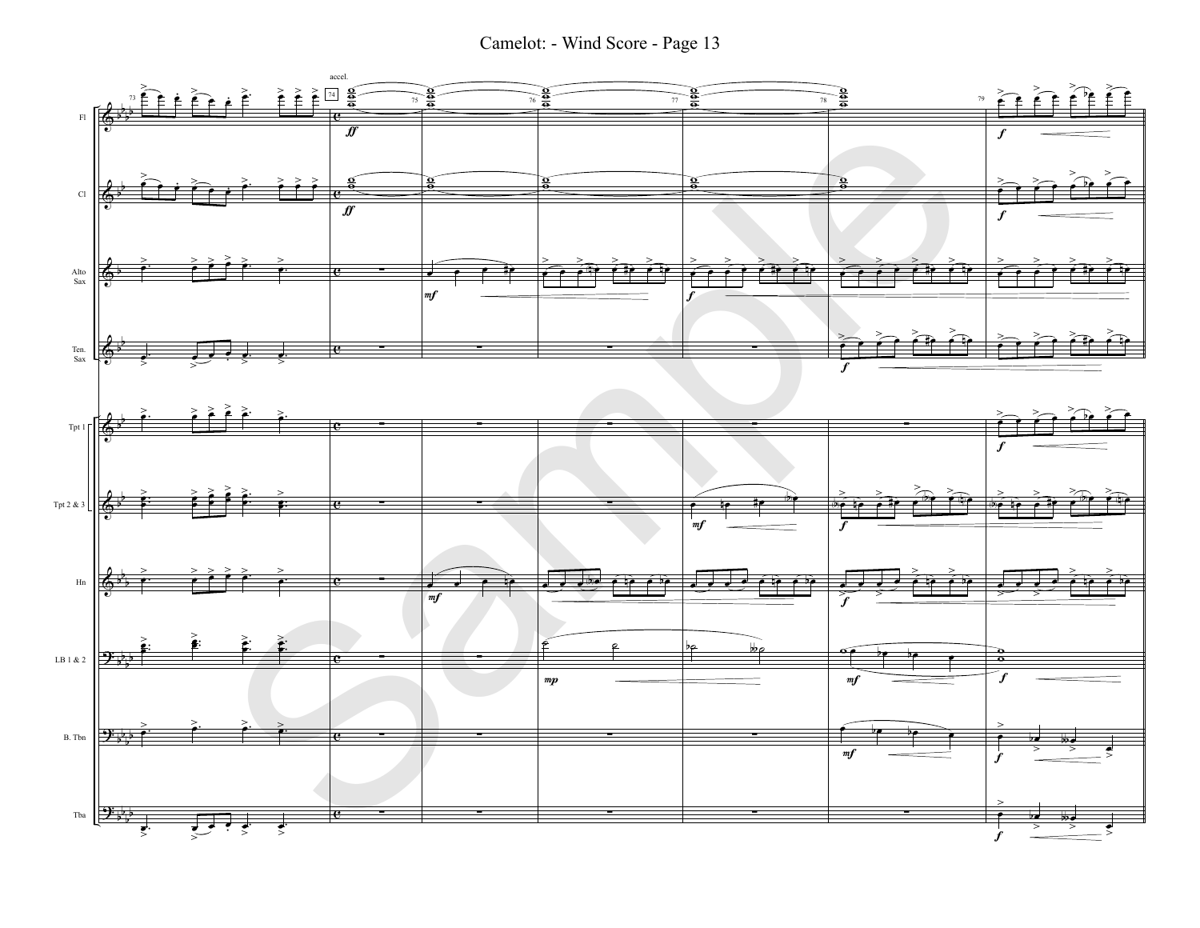# Camelot: - Wind Score - Page 13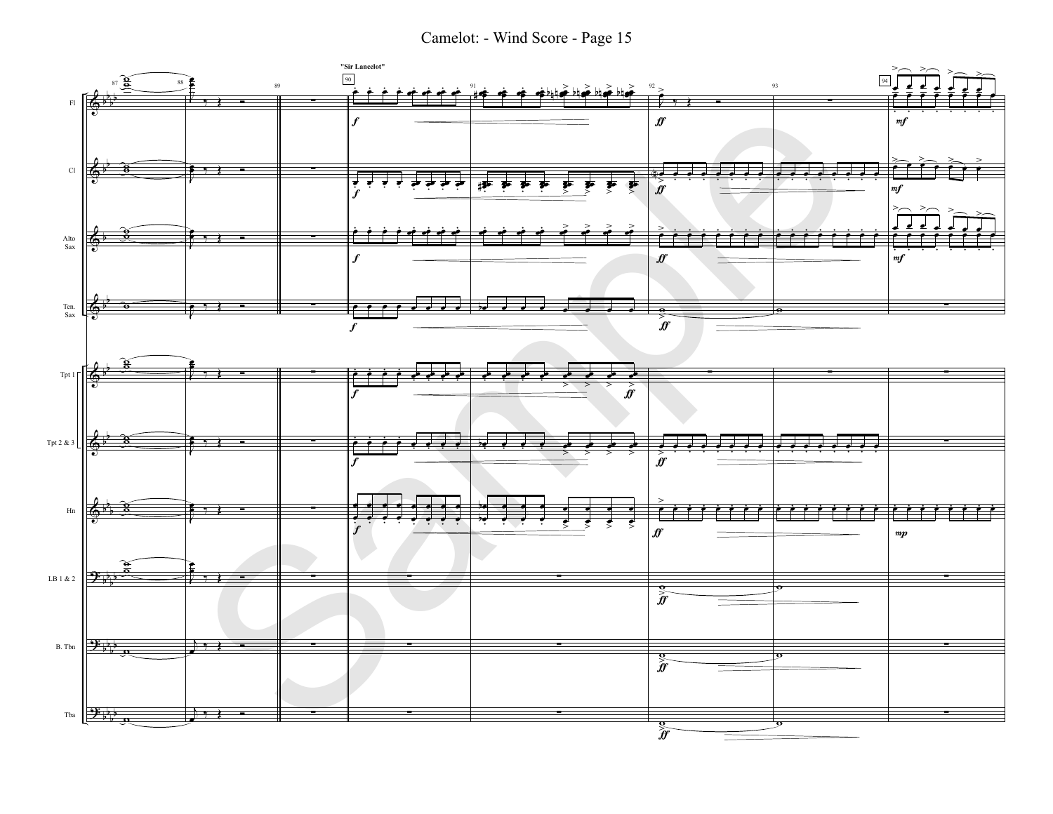# Camelot: - Wind Score - Page 15

"Sir Lancelot"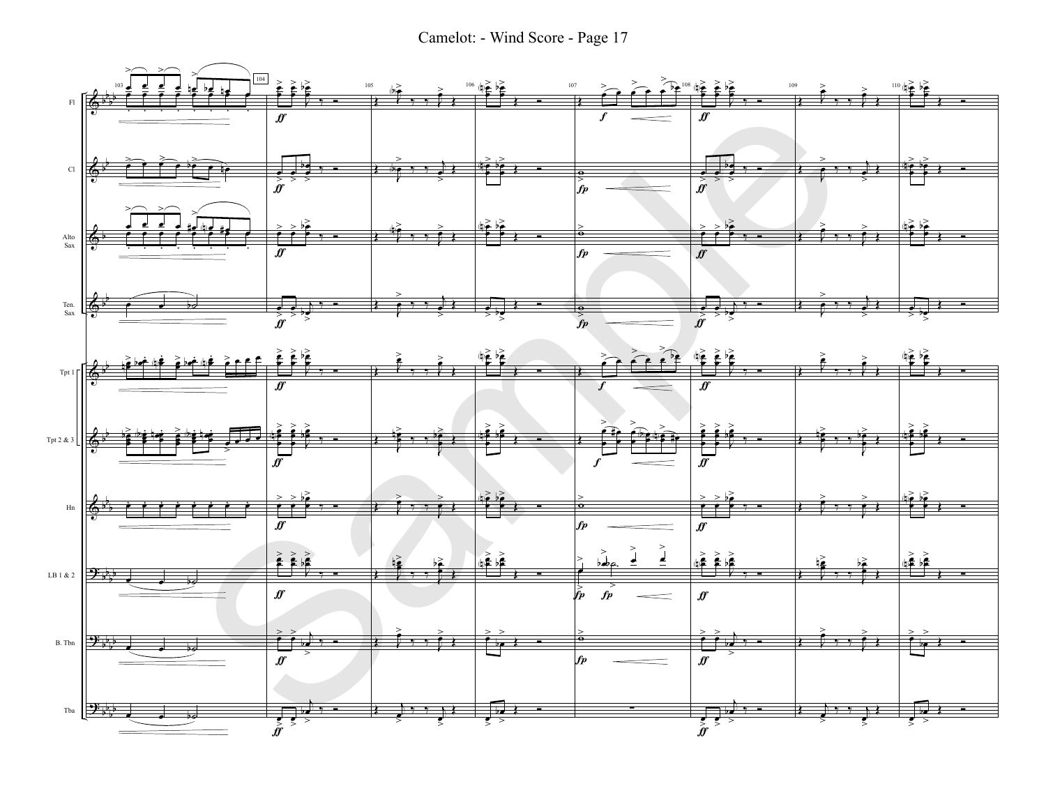Camelot: - Wind Score - Page 17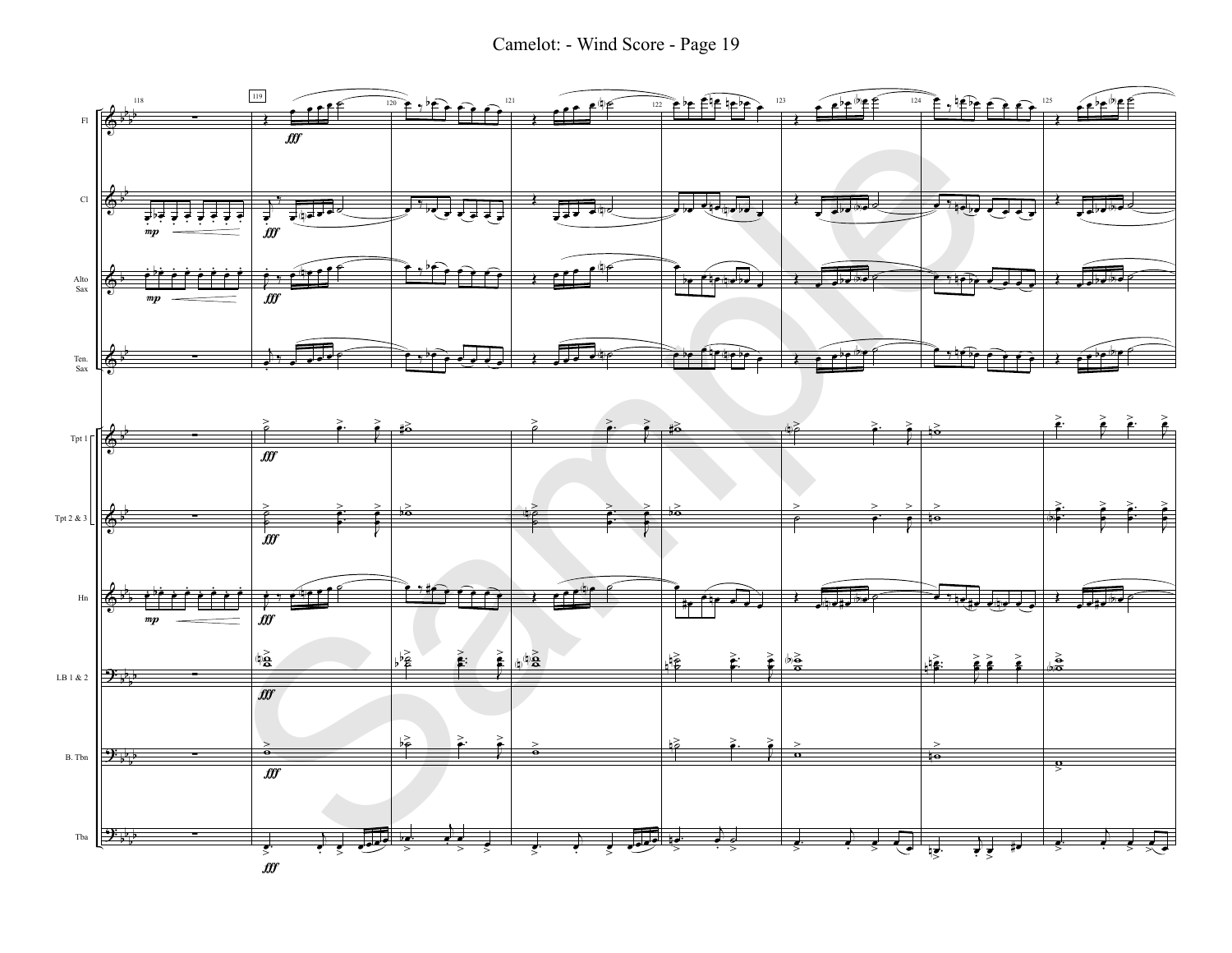# Camelot: - Wind Score - Page 19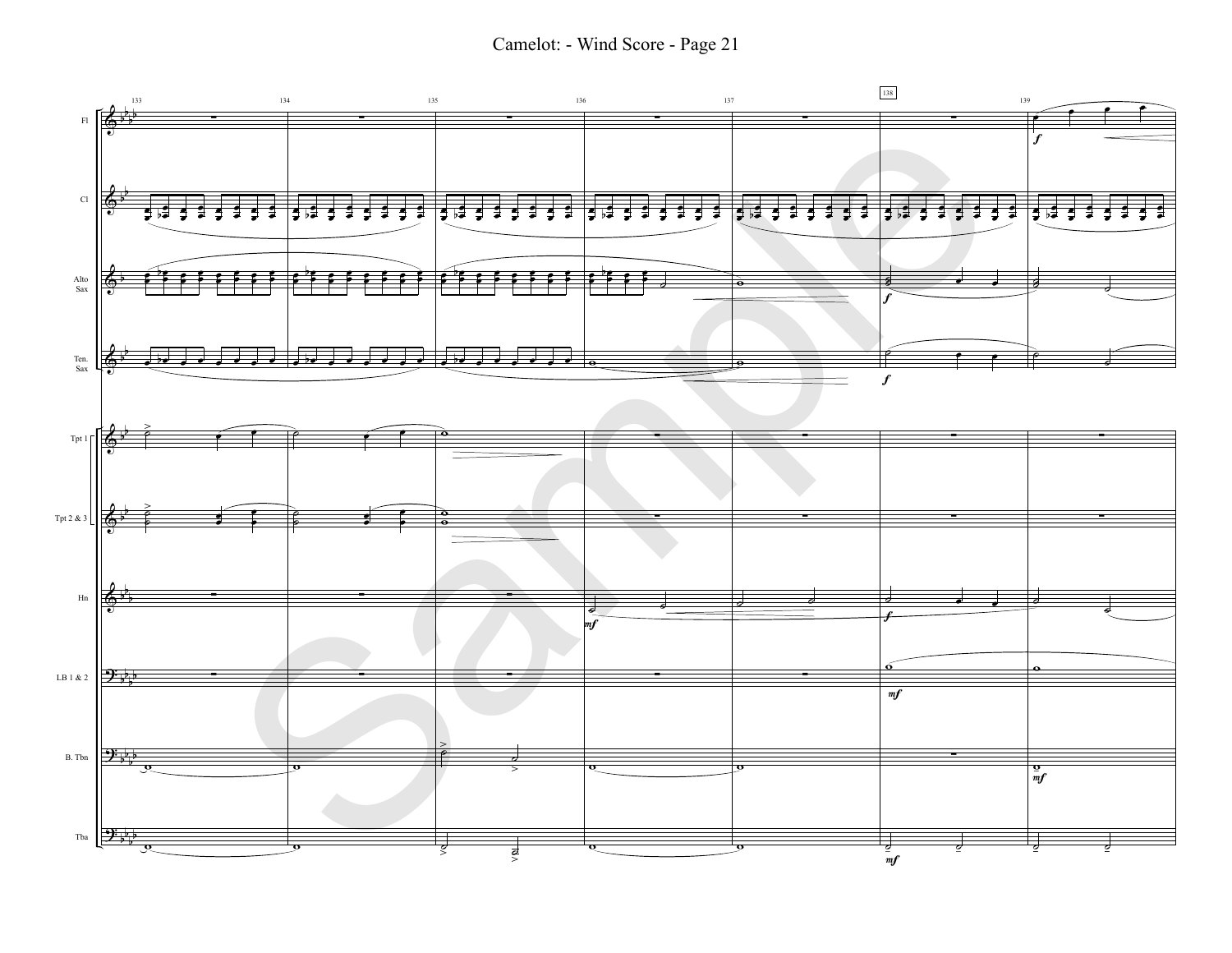# Camelot: - Wind Score - Page 21

Fl

Cl

Alto Sax

Ten. Sax

Tpt 1

Tpt 2 & 3

Hn

LB 1 & 2

B. Tbn

Tba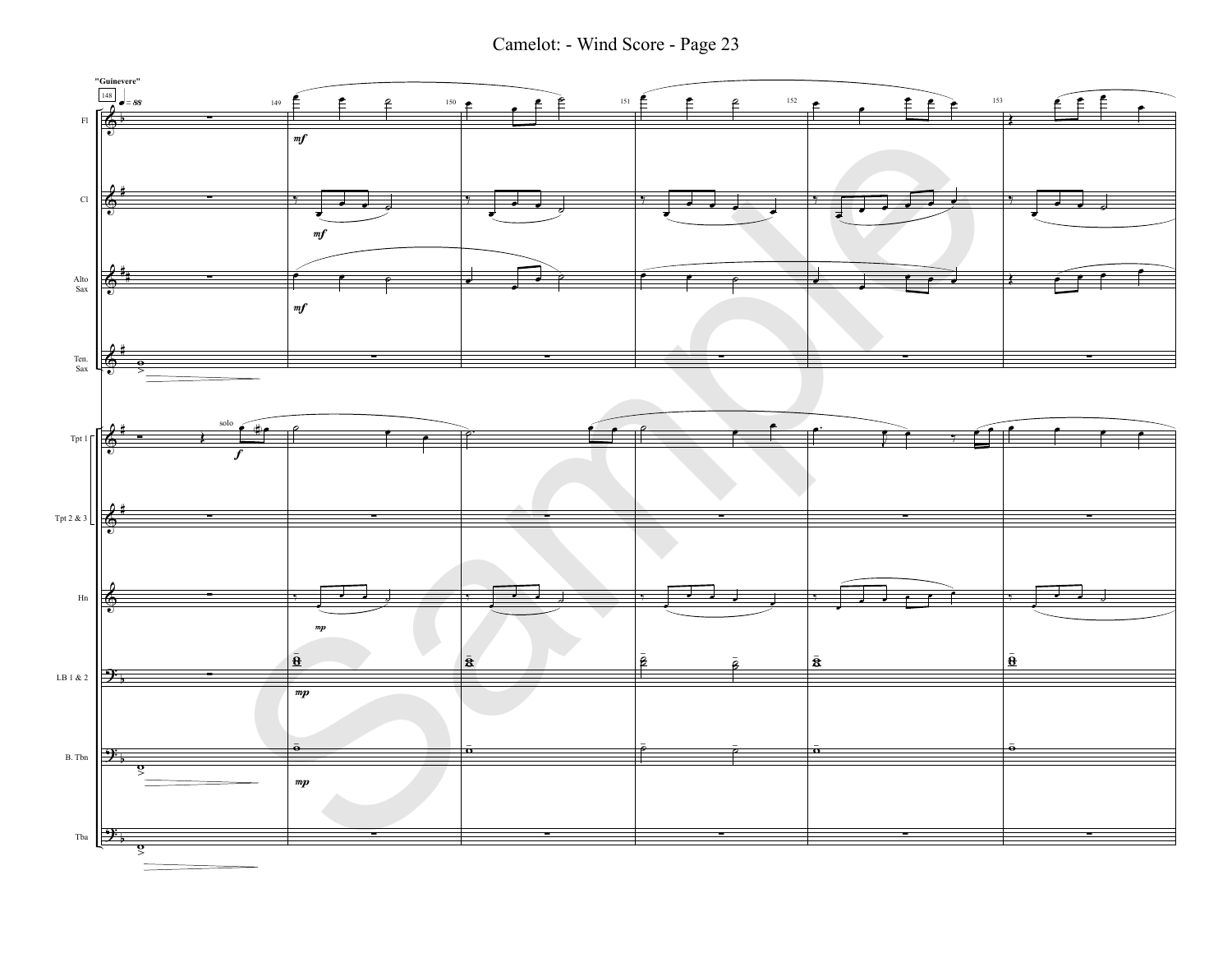**"Guinevere"**

148 ♩ = 88

Fl, Cl, Alto Sax, Ten. Sax, Tpt 1, Tpt 2 & 3, Hn, LB 1 & 2, B. Tbn, Tba

solo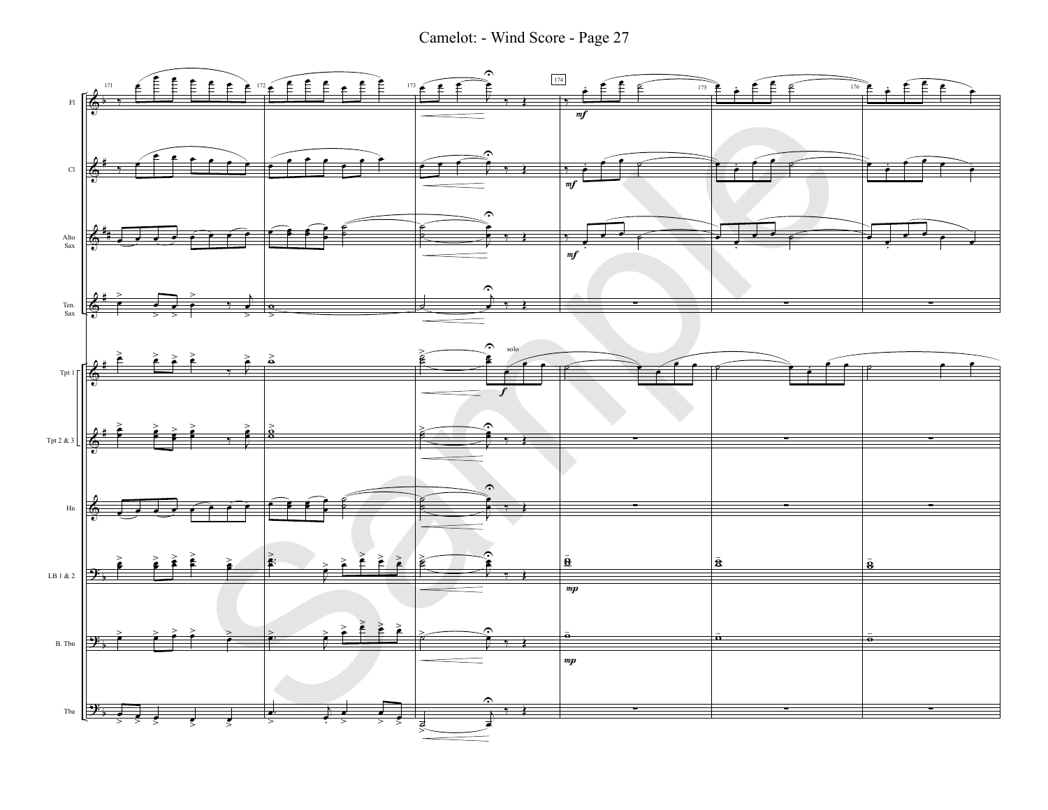# Camelot: - Wind Score - Page 27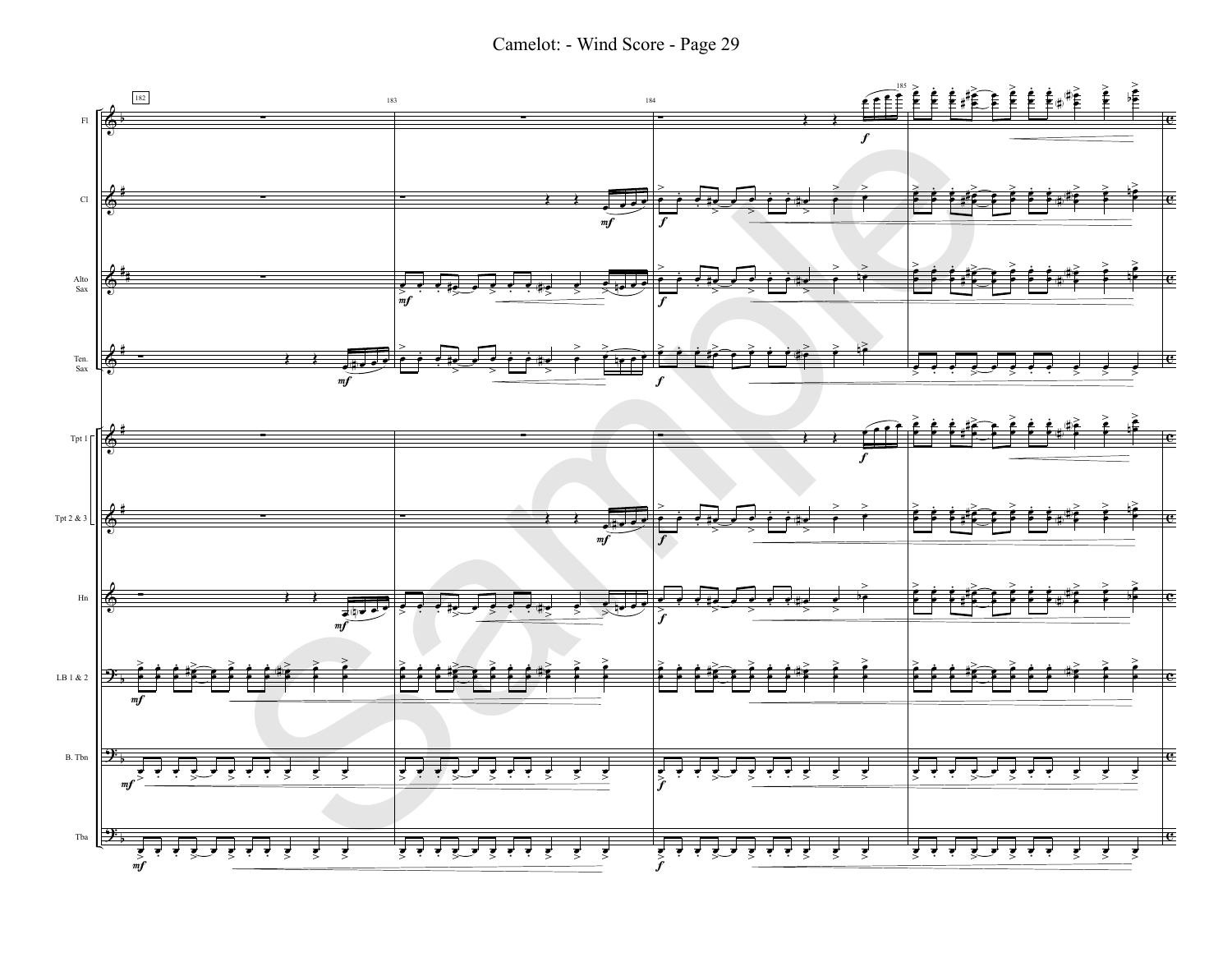Camelot: - Wind Score - Page 29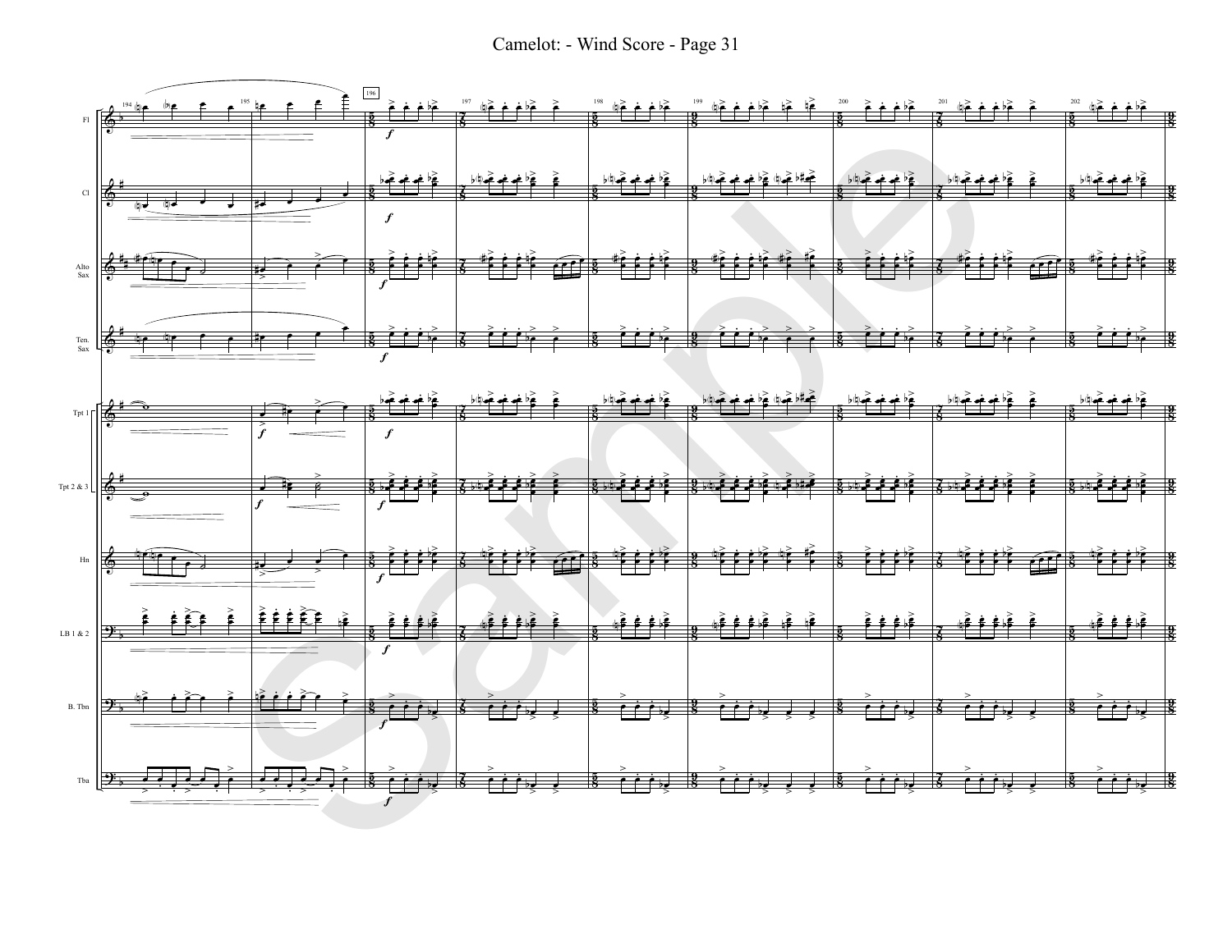Camelot: - Wind Score - Page 31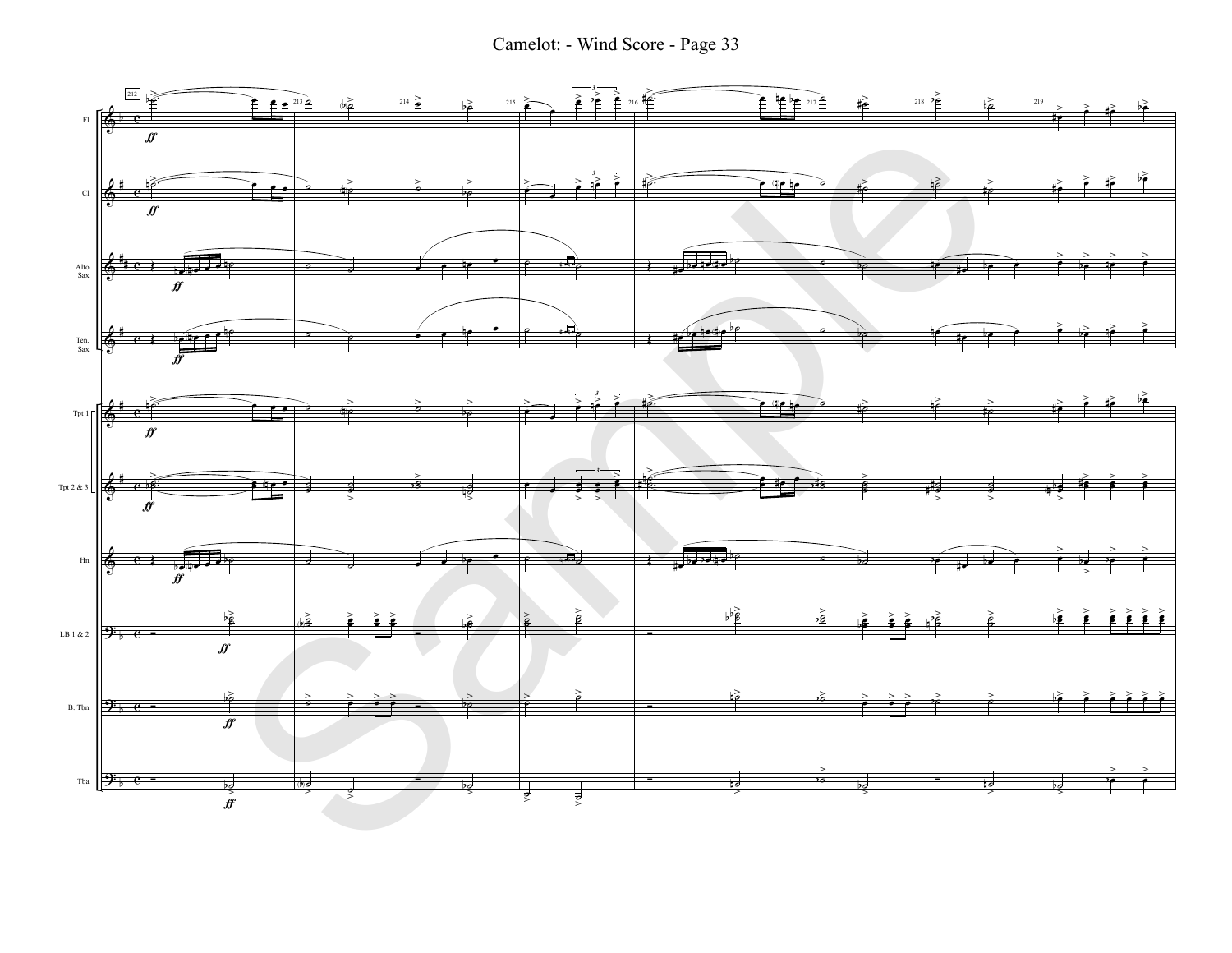# Camelot: - Wind Score - Page 33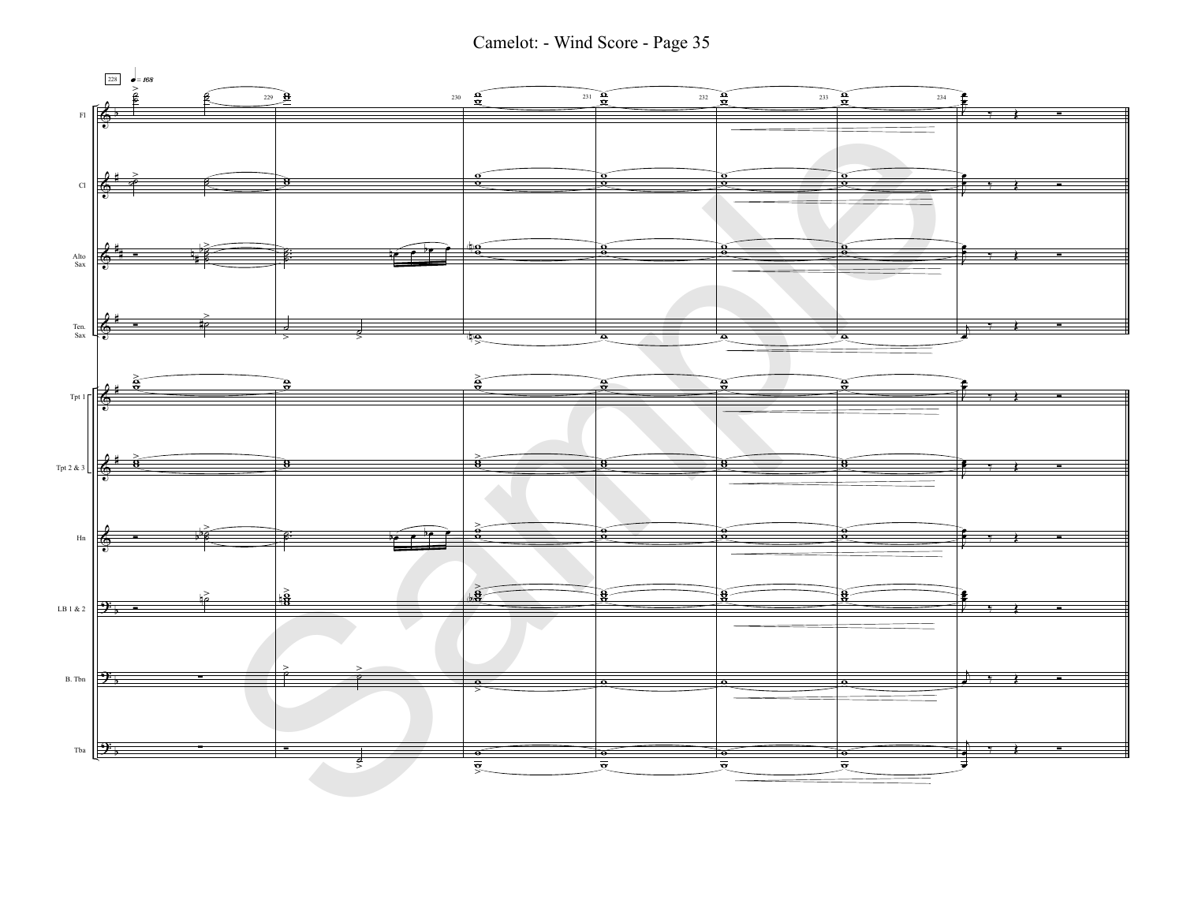# Camelot: - Wind Score - Page 35